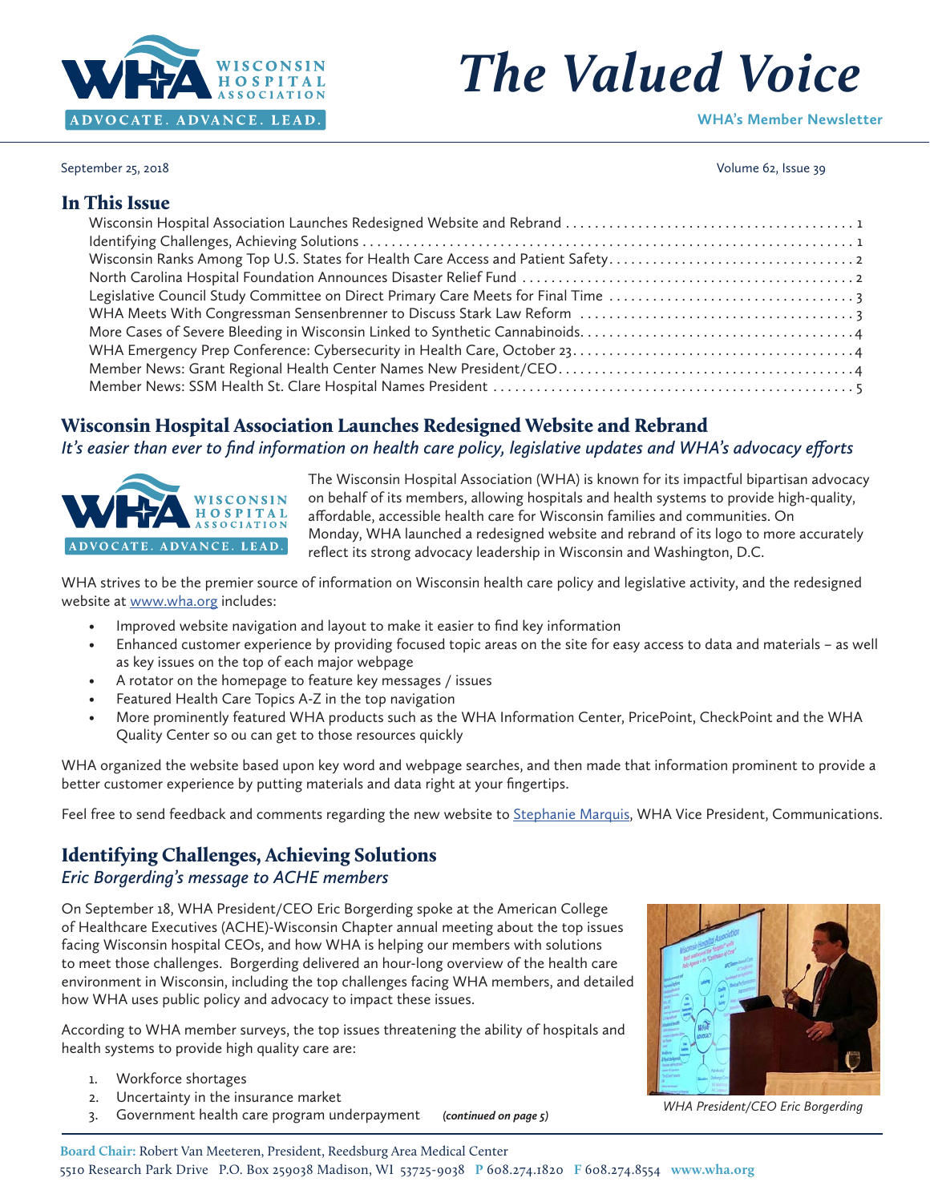# The Valued Voice

WHA's Member Newsletter

September 25, 2018

## In This Issue

- Wisconsin Hospital Association Launches Redesigned Website and Rebrand ..... 1
- Identifying Challenges, Achieving Solutions ..... 1
- Wisconsin Ranks Among Top U.S. States for Health Care Access and Patient Safety ..... 2
- North Carolina Hospital Foundation Announces Disaster Relief Fund ..... 2
- Legislative Council Study Committee on Direct Primary Care Meets for Final Time ..... 3
- WHA Meets With Congressman Sensenbrenner to Discuss Stark Law Reform ..... 3
- More Cases of Severe Bleeding in Wisconsin Linked to Synthetic Cannabinoids ..... 4
- WHA Emergency Prep Conference: Cybersecurity in Health Care, October 23 ..... 4
- Member News: Grant Regional Health Center Names New President/CEO ..... 4
- Member News: SSM Health St. Clare Hospital Names President ..... 5

## Wisconsin Hospital Association Launches Redesigned Website and Rebrand

*It's easier than ever to find information on health care policy, legislative updates and WHA's advocacy efforts*

The Wisconsin Hospital Association (WHA) is known for its impactful bipartisan advocacy on behalf of its members, allowing hospitals and health systems to provide high-quality, affordable, accessible health care for Wisconsin families and communities. On Monday, WHA launched a redesigned website and rebrand of its logo to more accurately reflect its strong advocacy leadership in Wisconsin and Washington, D.C.

WHA strives to be the premier source of information on Wisconsin health care policy and legislative activity, and the redesigned website at www.wha.org includes:

- Improved website navigation and layout to make it easier to find key information
- Enhanced customer experience by providing focused topic areas on the site for easy access to data and materials – as well as key issues on the top of each major webpage
- A rotator on the homepage to feature key messages / issues
- Featured Health Care Topics A-Z in the top navigation
- More prominently featured WHA products such as the WHA Information Center, PricePoint, CheckPoint and the WHA Quality Center so ou can get to those resources quickly

WHA organized the website based upon key word and webpage searches, and then made that information prominent to provide a better customer experience by putting materials and data right at your fingertips.

Feel free to send feedback and comments regarding the new website to Stephanie Marquis, WHA Vice President, Communications.

## Identifying Challenges, Achieving Solutions

*Eric Borgerding's message to ACHE members*

On September 18, WHA President/CEO Eric Borgerding spoke at the American College of Healthcare Executives (ACHE)-Wisconsin Chapter annual meeting about the top issues facing Wisconsin hospital CEOs, and how WHA is helping our members with solutions to meet those challenges. Borgerding delivered an hour-long overview of the health care environment in Wisconsin, including the top challenges facing WHA members, and detailed how WHA uses public policy and advocacy to impact these issues.

According to WHA member surveys, the top issues threatening the ability of hospitals and health systems to provide high quality care are:

1. Workforce shortages
2. Uncertainty in the insurance market
3. Government health care program underpayment *(continued on page 5)*

*WHA President/CEO Eric Borgerding*

**Board Chair:** Robert Van Meeteren, President, Reedsburg Area Medical Center
5510 Research Park Drive P.O. Box 259038 Madison, WI 53725-9038 **P** 608.274.1820 **F** 608.274.8554 **www.wha.org**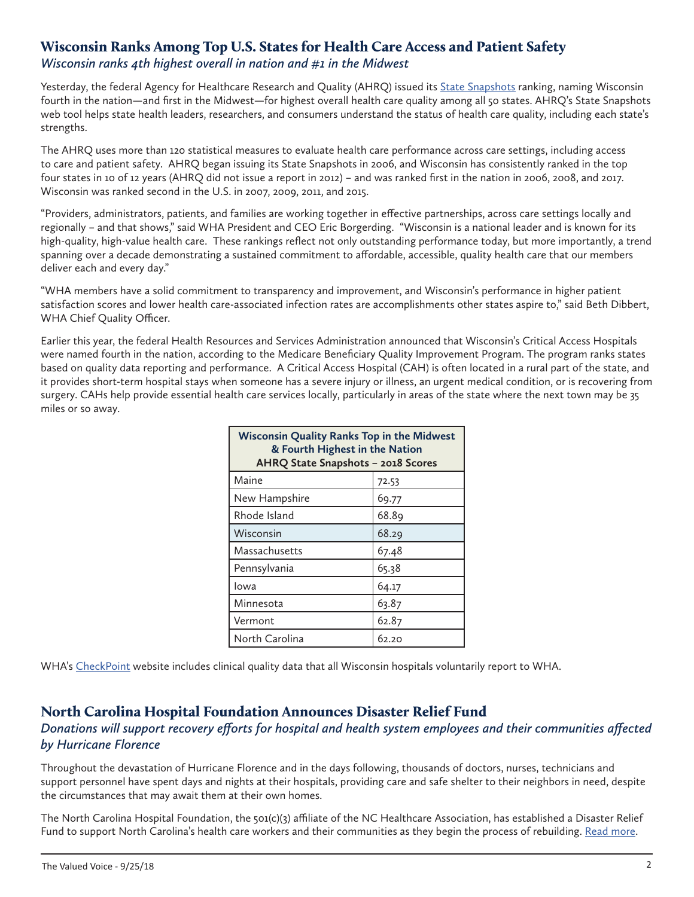## Wisconsin Ranks Among Top U.S. States for Health Care Access and Patient Safety

*Wisconsin ranks 4th highest overall in nation and #1 in the Midwest*

Yesterday, the federal Agency for Healthcare Research and Quality (AHRQ) issued its State Snapshots ranking, naming Wisconsin fourth in the nation—and first in the Midwest—for highest overall health care quality among all 50 states. AHRQ's State Snapshots web tool helps state health leaders, researchers, and consumers understand the status of health care quality, including each state's strengths.

The AHRQ uses more than 120 statistical measures to evaluate health care performance across care settings, including access to care and patient safety. AHRQ began issuing its State Snapshots in 2006, and Wisconsin has consistently ranked in the top four states in 10 of 12 years (AHRQ did not issue a report in 2012) – and was ranked first in the nation in 2006, 2008, and 2017. Wisconsin was ranked second in the U.S. in 2007, 2009, 2011, and 2015.

"Providers, administrators, patients, and families are working together in effective partnerships, across care settings locally and regionally – and that shows," said WHA President and CEO Eric Borgerding. "Wisconsin is a national leader and is known for its high-quality, high-value health care. These rankings reflect not only outstanding performance today, but more importantly, a trend spanning over a decade demonstrating a sustained commitment to affordable, accessible, quality health care that our members deliver each and every day."

"WHA members have a solid commitment to transparency and improvement, and Wisconsin's performance in higher patient satisfaction scores and lower health care-associated infection rates are accomplishments other states aspire to," said Beth Dibbert, WHA Chief Quality Officer.

Earlier this year, the federal Health Resources and Services Administration announced that Wisconsin's Critical Access Hospitals were named fourth in the nation, according to the Medicare Beneficiary Quality Improvement Program. The program ranks states based on quality data reporting and performance. A Critical Access Hospital (CAH) is often located in a rural part of the state, and it provides short-term hospital stays when someone has a severe injury or illness, an urgent medical condition, or is recovering from surgery. CAHs help provide essential health care services locally, particularly in areas of the state where the next town may be 35 miles or so away.

| Wisconsin Quality Ranks Top in the Midwest & Fourth Highest in the Nation AHRQ State Snapshots – 2018 Scores | |
|---|---|
| Maine | 72.53 |
| New Hampshire | 69.77 |
| Rhode Island | 68.89 |
| Wisconsin | 68.29 |
| Massachusetts | 67.48 |
| Pennsylvania | 65.38 |
| Iowa | 64.17 |
| Minnesota | 63.87 |
| Vermont | 62.87 |
| North Carolina | 62.20 |

WHA's CheckPoint website includes clinical quality data that all Wisconsin hospitals voluntarily report to WHA.

## North Carolina Hospital Foundation Announces Disaster Relief Fund

*Donations will support recovery efforts for hospital and health system employees and their communities affected by Hurricane Florence*

Throughout the devastation of Hurricane Florence and in the days following, thousands of doctors, nurses, technicians and support personnel have spent days and nights at their hospitals, providing care and safe shelter to their neighbors in need, despite the circumstances that may await them at their own homes.

The North Carolina Hospital Foundation, the 501(c)(3) affiliate of the NC Healthcare Association, has established a Disaster Relief Fund to support North Carolina's health care workers and their communities as they begin the process of rebuilding. Read more.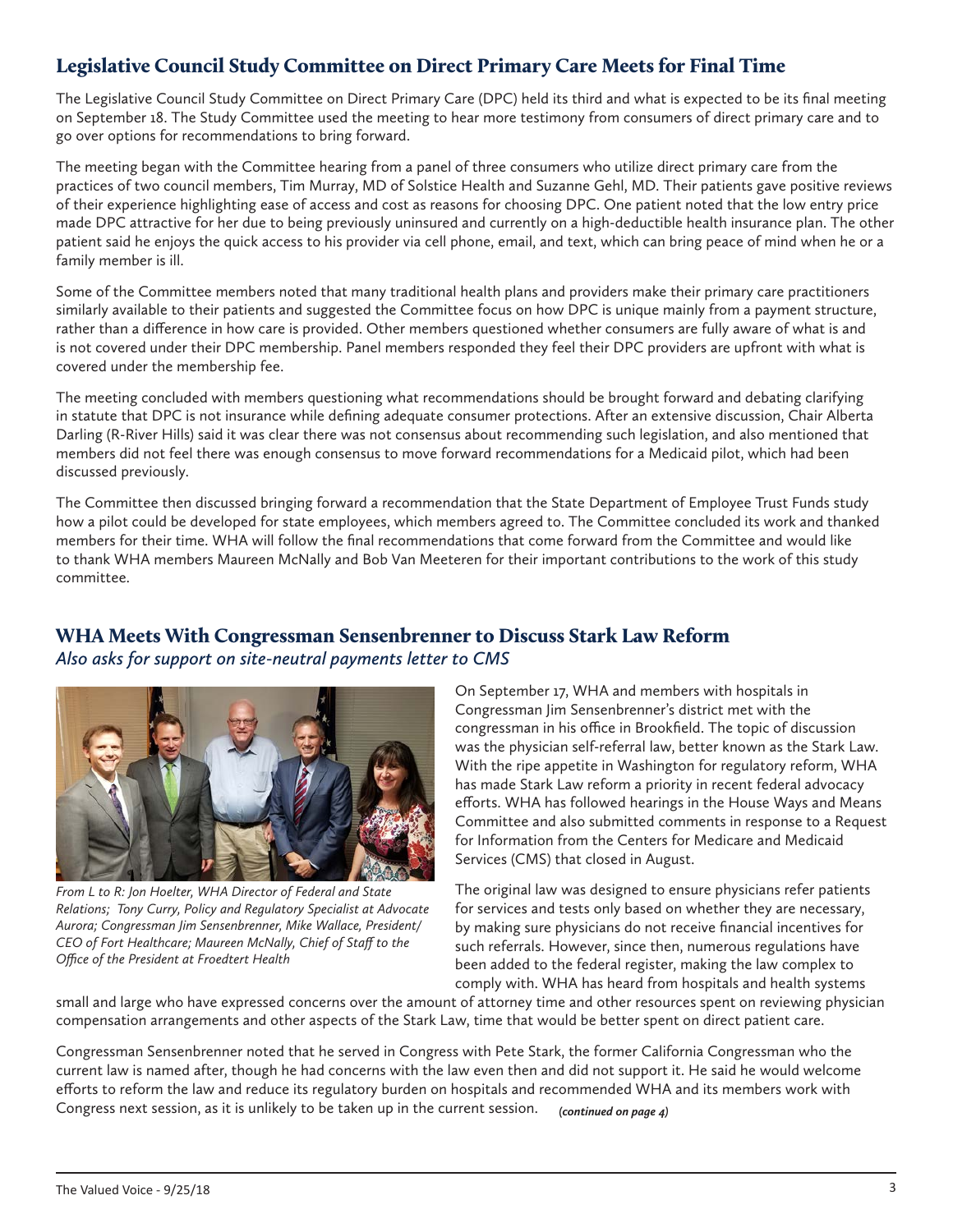## Legislative Council Study Committee on Direct Primary Care Meets for Final Time

The Legislative Council Study Committee on Direct Primary Care (DPC) held its third and what is expected to be its final meeting on September 18. The Study Committee used the meeting to hear more testimony from consumers of direct primary care and to go over options for recommendations to bring forward.

The meeting began with the Committee hearing from a panel of three consumers who utilize direct primary care from the practices of two council members, Tim Murray, MD of Solstice Health and Suzanne Gehl, MD. Their patients gave positive reviews of their experience highlighting ease of access and cost as reasons for choosing DPC. One patient noted that the low entry price made DPC attractive for her due to being previously uninsured and currently on a high-deductible health insurance plan. The other patient said he enjoys the quick access to his provider via cell phone, email, and text, which can bring peace of mind when he or a family member is ill.

Some of the Committee members noted that many traditional health plans and providers make their primary care practitioners similarly available to their patients and suggested the Committee focus on how DPC is unique mainly from a payment structure, rather than a difference in how care is provided. Other members questioned whether consumers are fully aware of what is and is not covered under their DPC membership. Panel members responded they feel their DPC providers are upfront with what is covered under the membership fee.

The meeting concluded with members questioning what recommendations should be brought forward and debating clarifying in statute that DPC is not insurance while defining adequate consumer protections. After an extensive discussion, Chair Alberta Darling (R-River Hills) said it was clear there was not consensus about recommending such legislation, and also mentioned that members did not feel there was enough consensus to move forward recommendations for a Medicaid pilot, which had been discussed previously.

The Committee then discussed bringing forward a recommendation that the State Department of Employee Trust Funds study how a pilot could be developed for state employees, which members agreed to. The Committee concluded its work and thanked members for their time. WHA will follow the final recommendations that come forward from the Committee and would like to thank WHA members Maureen McNally and Bob Van Meeteren for their important contributions to the work of this study committee.

## WHA Meets With Congressman Sensenbrenner to Discuss Stark Law Reform

*Also asks for support on site-neutral payments letter to CMS*

*From L to R: Jon Hoelter, WHA Director of Federal and State Relations; Tony Curry, Policy and Regulatory Specialist at Advocate Aurora; Congressman Jim Sensenbrenner, Mike Wallace, President/CEO of Fort Healthcare; Maureen McNally, Chief of Staff to the Office of the President at Froedtert Health*

On September 17, WHA and members with hospitals in Congressman Jim Sensenbrenner's district met with the congressman in his office in Brookfield. The topic of discussion was the physician self-referral law, better known as the Stark Law. With the ripe appetite in Washington for regulatory reform, WHA has made Stark Law reform a priority in recent federal advocacy efforts. WHA has followed hearings in the House Ways and Means Committee and also submitted comments in response to a Request for Information from the Centers for Medicare and Medicaid Services (CMS) that closed in August.

The original law was designed to ensure physicians refer patients for services and tests only based on whether they are necessary, by making sure physicians do not receive financial incentives for such referrals. However, since then, numerous regulations have been added to the federal register, making the law complex to comply with. WHA has heard from hospitals and health systems small and large who have expressed concerns over the amount of attorney time and other resources spent on reviewing physician compensation arrangements and other aspects of the Stark Law, time that would be better spent on direct patient care.

Congressman Sensenbrenner noted that he served in Congress with Pete Stark, the former California Congressman who the current law is named after, though he had concerns with the law even then and did not support it. He said he would welcome efforts to reform the law and reduce its regulatory burden on hospitals and recommended WHA and its members work with Congress next session, as it is unlikely to be taken up in the current session. ***(continued on page 4)***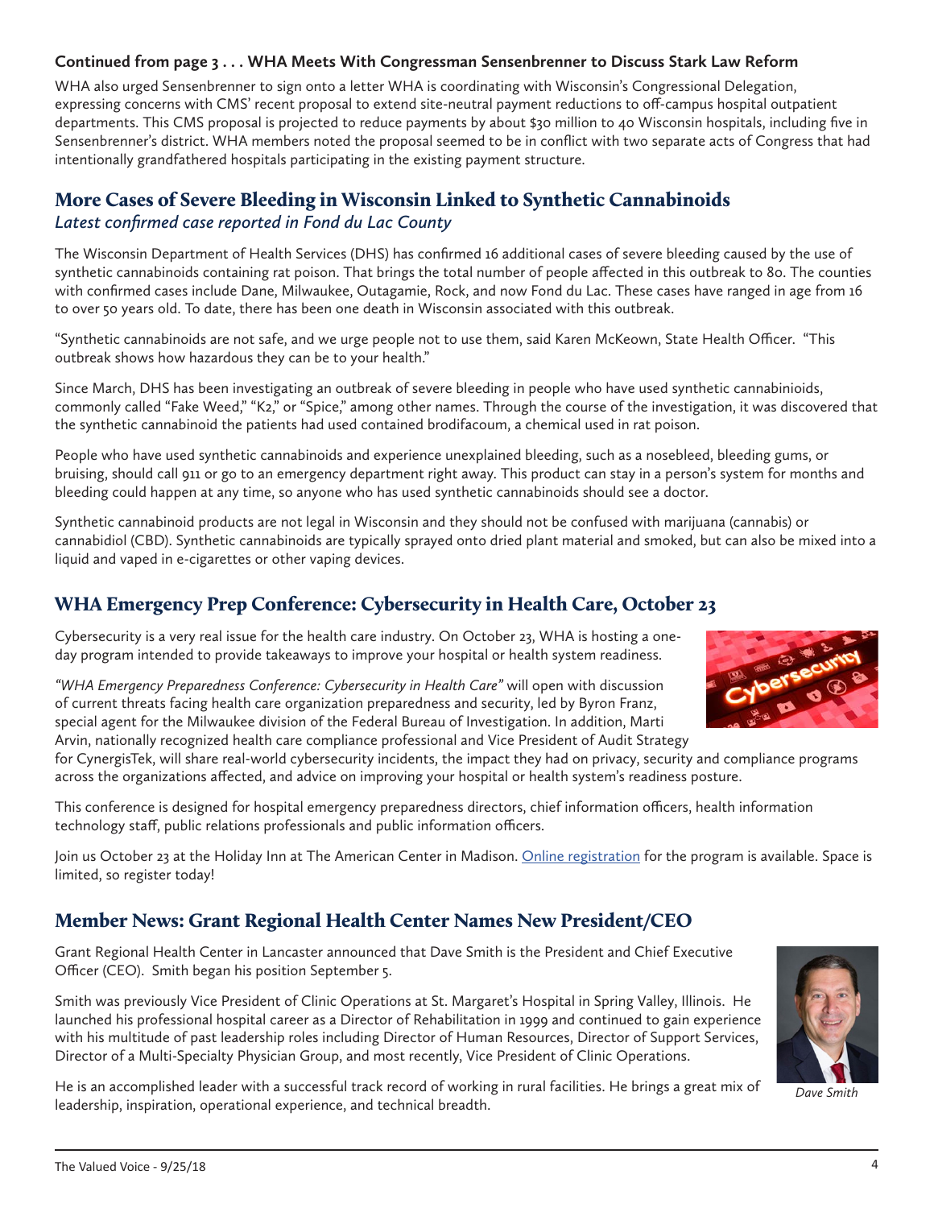**Continued from page 3 . . . WHA Meets With Congressman Sensenbrenner to Discuss Stark Law Reform**

WHA also urged Sensenbrenner to sign onto a letter WHA is coordinating with Wisconsin's Congressional Delegation, expressing concerns with CMS' recent proposal to extend site-neutral payment reductions to off-campus hospital outpatient departments. This CMS proposal is projected to reduce payments by about $30 million to 40 Wisconsin hospitals, including five in Sensenbrenner's district. WHA members noted the proposal seemed to be in conflict with two separate acts of Congress that had intentionally grandfathered hospitals participating in the existing payment structure.

## More Cases of Severe Bleeding in Wisconsin Linked to Synthetic Cannabinoids

*Latest confirmed case reported in Fond du Lac County*

The Wisconsin Department of Health Services (DHS) has confirmed 16 additional cases of severe bleeding caused by the use of synthetic cannabinoids containing rat poison. That brings the total number of people affected in this outbreak to 80. The counties with confirmed cases include Dane, Milwaukee, Outagamie, Rock, and now Fond du Lac. These cases have ranged in age from 16 to over 50 years old. To date, there has been one death in Wisconsin associated with this outbreak.

"Synthetic cannabinoids are not safe, and we urge people not to use them, said Karen McKeown, State Health Officer. "This outbreak shows how hazardous they can be to your health."

Since March, DHS has been investigating an outbreak of severe bleeding in people who have used synthetic cannabinioids, commonly called "Fake Weed," "K2," or "Spice," among other names. Through the course of the investigation, it was discovered that the synthetic cannabinoid the patients had used contained brodifacoum, a chemical used in rat poison.

People who have used synthetic cannabinoids and experience unexplained bleeding, such as a nosebleed, bleeding gums, or bruising, should call 911 or go to an emergency department right away. This product can stay in a person's system for months and bleeding could happen at any time, so anyone who has used synthetic cannabinoids should see a doctor.

Synthetic cannabinoid products are not legal in Wisconsin and they should not be confused with marijuana (cannabis) or cannabidiol (CBD). Synthetic cannabinoids are typically sprayed onto dried plant material and smoked, but can also be mixed into a liquid and vaped in e-cigarettes or other vaping devices.

## WHA Emergency Prep Conference: Cybersecurity in Health Care, October 23

Cybersecurity is a very real issue for the health care industry. On October 23, WHA is hosting a one-day program intended to provide takeaways to improve your hospital or health system readiness.

*"WHA Emergency Preparedness Conference: Cybersecurity in Health Care"* will open with discussion of current threats facing health care organization preparedness and security, led by Byron Franz, special agent for the Milwaukee division of the Federal Bureau of Investigation. In addition, Marti Arvin, nationally recognized health care compliance professional and Vice President of Audit Strategy for CynergisTek, will share real-world cybersecurity incidents, the impact they had on privacy, security and compliance programs across the organizations affected, and advice on improving your hospital or health system's readiness posture.

This conference is designed for hospital emergency preparedness directors, chief information officers, health information technology staff, public relations professionals and public information officers.

Join us October 23 at the Holiday Inn at The American Center in Madison. Online registration for the program is available. Space is limited, so register today!

## Member News: Grant Regional Health Center Names New President/CEO

Grant Regional Health Center in Lancaster announced that Dave Smith is the President and Chief Executive Officer (CEO). Smith began his position September 5.

Smith was previously Vice President of Clinic Operations at St. Margaret's Hospital in Spring Valley, Illinois. He launched his professional hospital career as a Director of Rehabilitation in 1999 and continued to gain experience with his multitude of past leadership roles including Director of Human Resources, Director of Support Services, Director of a Multi-Specialty Physician Group, and most recently, Vice President of Clinic Operations.

He is an accomplished leader with a successful track record of working in rural facilities. He brings a great mix of leadership, inspiration, operational experience, and technical breadth.

*Dave Smith*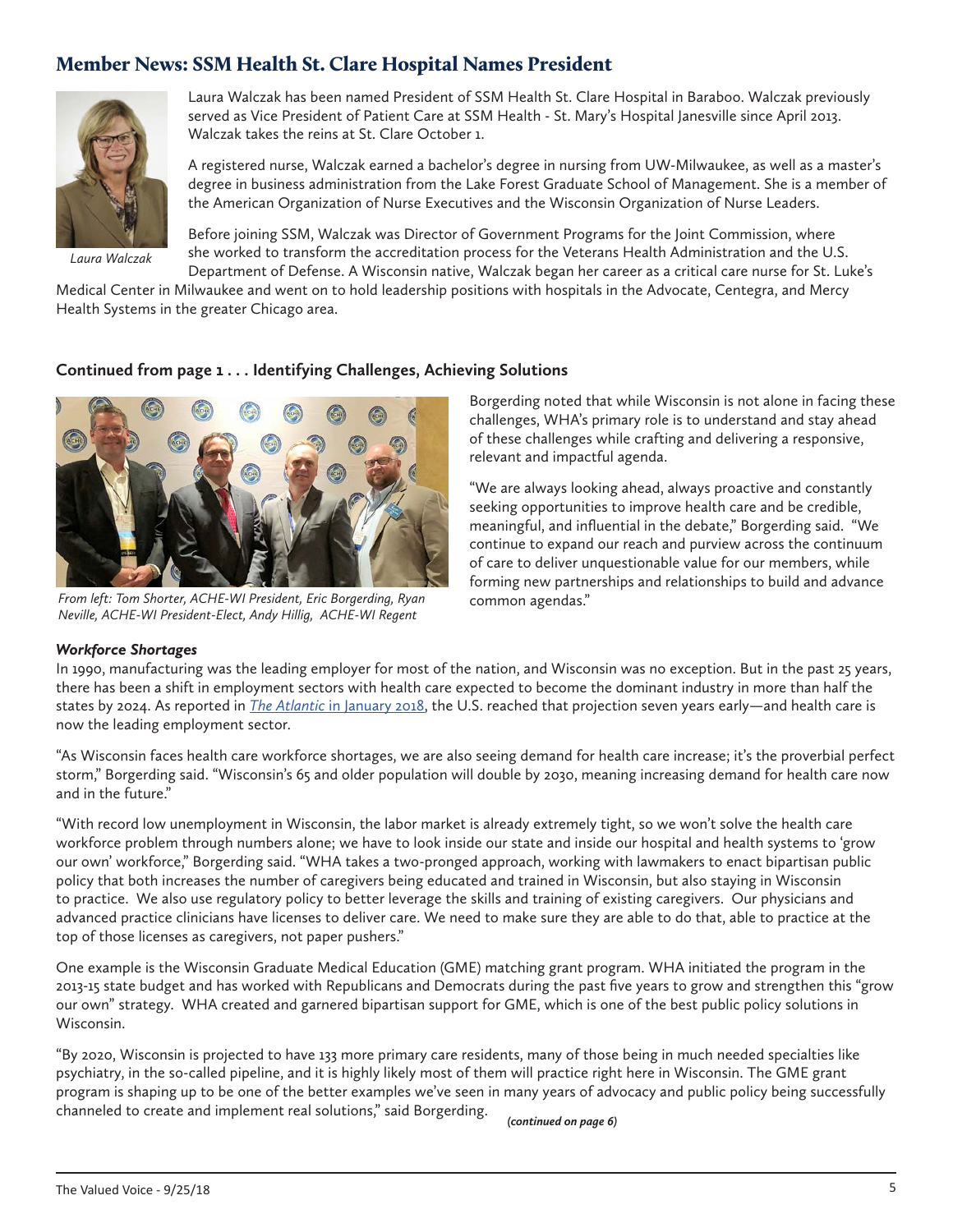## Member News: SSM Health St. Clare Hospital Names President

Laura Walczak has been named President of SSM Health St. Clare Hospital in Baraboo. Walczak previously served as Vice President of Patient Care at SSM Health - St. Mary's Hospital Janesville since April 2013. Walczak takes the reins at St. Clare October 1.

A registered nurse, Walczak earned a bachelor's degree in nursing from UW-Milwaukee, as well as a master's degree in business administration from the Lake Forest Graduate School of Management. She is a member of the American Organization of Nurse Executives and the Wisconsin Organization of Nurse Leaders.

Before joining SSM, Walczak was Director of Government Programs for the Joint Commission, where she worked to transform the accreditation process for the Veterans Health Administration and the U.S. Department of Defense. A Wisconsin native, Walczak began her career as a critical care nurse for St. Luke's Medical Center in Milwaukee and went on to hold leadership positions with hospitals in the Advocate, Centegra, and Mercy Health Systems in the greater Chicago area.

*Laura Walczak*

### Continued from page 1 . . . Identifying Challenges, Achieving Solutions

*From left: Tom Shorter, ACHE-WI President, Eric Borgerding, Ryan Neville, ACHE-WI President-Elect, Andy Hillig, ACHE-WI Regent*

Borgerding noted that while Wisconsin is not alone in facing these challenges, WHA's primary role is to understand and stay ahead of these challenges while crafting and delivering a responsive, relevant and impactful agenda.

"We are always looking ahead, always proactive and constantly seeking opportunities to improve health care and be credible, meaningful, and influential in the debate," Borgerding said. "We continue to expand our reach and purview across the continuum of care to deliver unquestionable value for our members, while forming new partnerships and relationships to build and advance common agendas."

***Workforce Shortages***

In 1990, manufacturing was the leading employer for most of the nation, and Wisconsin was no exception. But in the past 25 years, there has been a shift in employment sectors with health care expected to become the dominant industry in more than half the states by 2024. As reported in *The Atlantic* in January 2018, the U.S. reached that projection seven years early—and health care is now the leading employment sector.

"As Wisconsin faces health care workforce shortages, we are also seeing demand for health care increase; it's the proverbial perfect storm," Borgerding said. "Wisconsin's 65 and older population will double by 2030, meaning increasing demand for health care now and in the future."

"With record low unemployment in Wisconsin, the labor market is already extremely tight, so we won't solve the health care workforce problem through numbers alone; we have to look inside our state and inside our hospital and health systems to 'grow our own' workforce," Borgerding said. "WHA takes a two-pronged approach, working with lawmakers to enact bipartisan public policy that both increases the number of caregivers being educated and trained in Wisconsin, but also staying in Wisconsin to practice. We also use regulatory policy to better leverage the skills and training of existing caregivers. Our physicians and advanced practice clinicians have licenses to deliver care. We need to make sure they are able to do that, able to practice at the top of those licenses as caregivers, not paper pushers."

One example is the Wisconsin Graduate Medical Education (GME) matching grant program. WHA initiated the program in the 2013-15 state budget and has worked with Republicans and Democrats during the past five years to grow and strengthen this "grow our own" strategy. WHA created and garnered bipartisan support for GME, which is one of the best public policy solutions in Wisconsin.

"By 2020, Wisconsin is projected to have 133 more primary care residents, many of those being in much needed specialties like psychiatry, in the so-called pipeline, and it is highly likely most of them will practice right here in Wisconsin. The GME grant program is shaping up to be one of the better examples we've seen in many years of advocacy and public policy being successfully channeled to create and implement real solutions," said Borgerding.

*(continued on page 6)*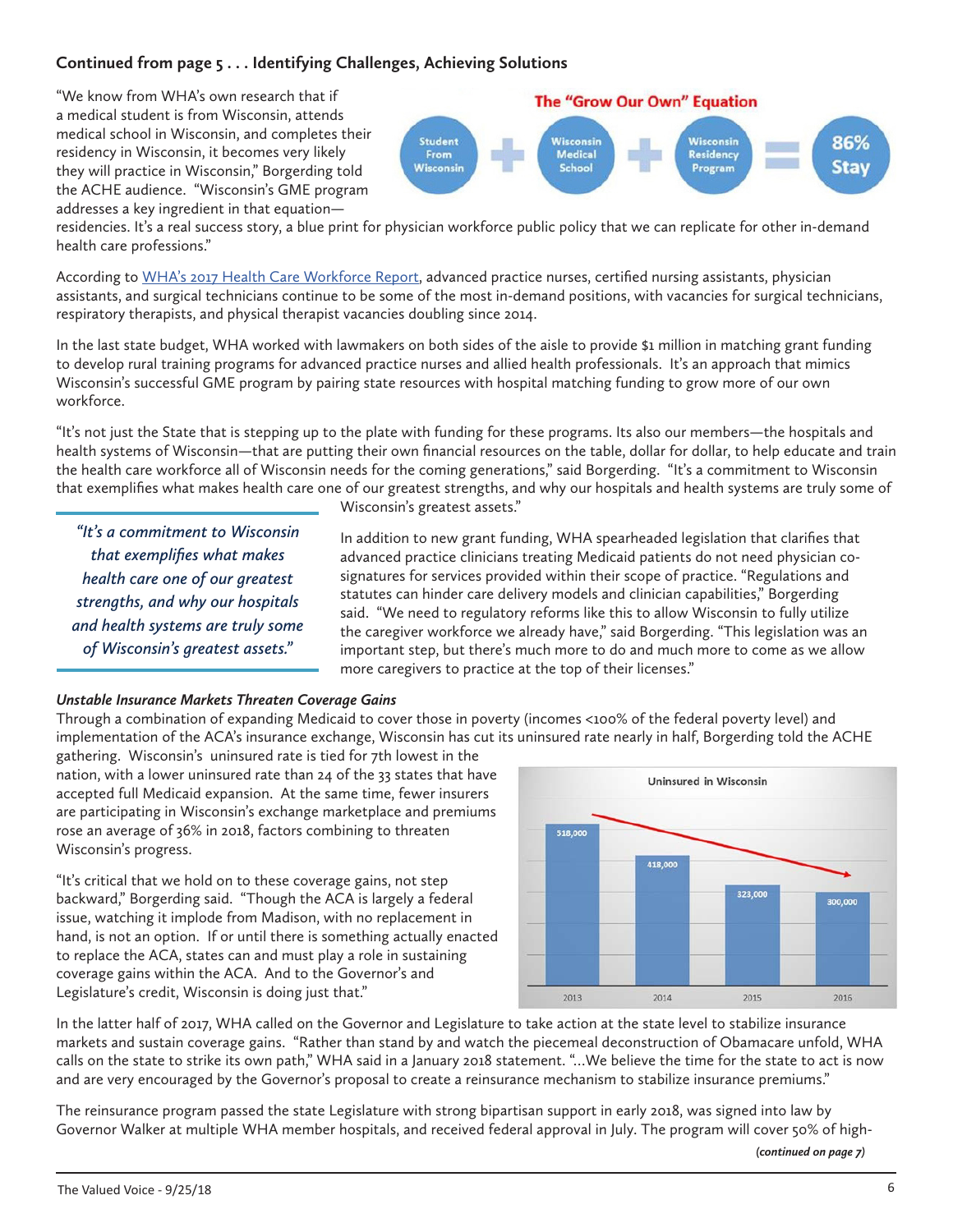### Continued from page 5 . . . Identifying Challenges, Achieving Solutions

"We know from WHA's own research that if a medical student is from Wisconsin, attends medical school in Wisconsin, and completes their residency in Wisconsin, it becomes very likely they will practice in Wisconsin," Borgerding told the ACHE audience. "Wisconsin's GME program addresses a key ingredient in that equation—residencies. It's a real success story, a blue print for physician workforce public policy that we can replicate for other in-demand health care professions."

**The "Grow Our Own" Equation**

Student From Wisconsin + Wisconsin Medical School + Wisconsin Residency Program = 86% Stay

According to WHA's 2017 Health Care Workforce Report, advanced practice nurses, certified nursing assistants, physician assistants, and surgical technicians continue to be some of the most in-demand positions, with vacancies for surgical technicians, respiratory therapists, and physical therapist vacancies doubling since 2014.

In the last state budget, WHA worked with lawmakers on both sides of the aisle to provide $1 million in matching grant funding to develop rural training programs for advanced practice nurses and allied health professionals. It's an approach that mimics Wisconsin's successful GME program by pairing state resources with hospital matching funding to grow more of our own workforce.

"It's not just the State that is stepping up to the plate with funding for these programs. Its also our members—the hospitals and health systems of Wisconsin—that are putting their own financial resources on the table, dollar for dollar, to help educate and train the health care workforce all of Wisconsin needs for the coming generations," said Borgerding. "It's a commitment to Wisconsin that exemplifies what makes health care one of our greatest strengths, and why our hospitals and health systems are truly some of Wisconsin's greatest assets."

*"It's a commitment to Wisconsin that exemplifies what makes health care one of our greatest strengths, and why our hospitals and health systems are truly some of Wisconsin's greatest assets."*

In addition to new grant funding, WHA spearheaded legislation that clarifies that advanced practice clinicians treating Medicaid patients do not need physician co-signatures for services provided within their scope of practice. "Regulations and statutes can hinder care delivery models and clinician capabilities," Borgerding said. "We need to regulatory reforms like this to allow Wisconsin to fully utilize the caregiver workforce we already have," said Borgerding. "This legislation was an important step, but there's much more to do and much more to come as we allow more caregivers to practice at the top of their licenses."

***Unstable Insurance Markets Threaten Coverage Gains***

Through a combination of expanding Medicaid to cover those in poverty (incomes <100% of the federal poverty level) and implementation of the ACA's insurance exchange, Wisconsin has cut its uninsured rate nearly in half, Borgerding told the ACHE gathering. Wisconsin's uninsured rate is tied for 7th lowest in the nation, with a lower uninsured rate than 24 of the 33 states that have accepted full Medicaid expansion. At the same time, fewer insurers are participating in Wisconsin's exchange marketplace and premiums rose an average of 36% in 2018, factors combining to threaten Wisconsin's progress.

**Uninsured in Wisconsin**

| Year | Uninsured |
|---|---|
| 2013 | 518,000 |
| 2014 | 418,000 |
| 2015 | 323,000 |
| 2016 | 300,000 |

"It's critical that we hold on to these coverage gains, not step backward," Borgerding said. "Though the ACA is largely a federal issue, watching it implode from Madison, with no replacement in hand, is not an option. If or until there is something actually enacted to replace the ACA, states can and must play a role in sustaining coverage gains within the ACA. And to the Governor's and Legislature's credit, Wisconsin is doing just that."

In the latter half of 2017, WHA called on the Governor and Legislature to take action at the state level to stabilize insurance markets and sustain coverage gains. "Rather than stand by and watch the piecemeal deconstruction of Obamacare unfold, WHA calls on the state to strike its own path," WHA said in a January 2018 statement. "...We believe the time for the state to act is now and are very encouraged by the Governor's proposal to create a reinsurance mechanism to stabilize insurance premiums."

The reinsurance program passed the state Legislature with strong bipartisan support in early 2018, was signed into law by Governor Walker at multiple WHA member hospitals, and received federal approval in July. The program will cover 50% of high-

*(continued on page 7)*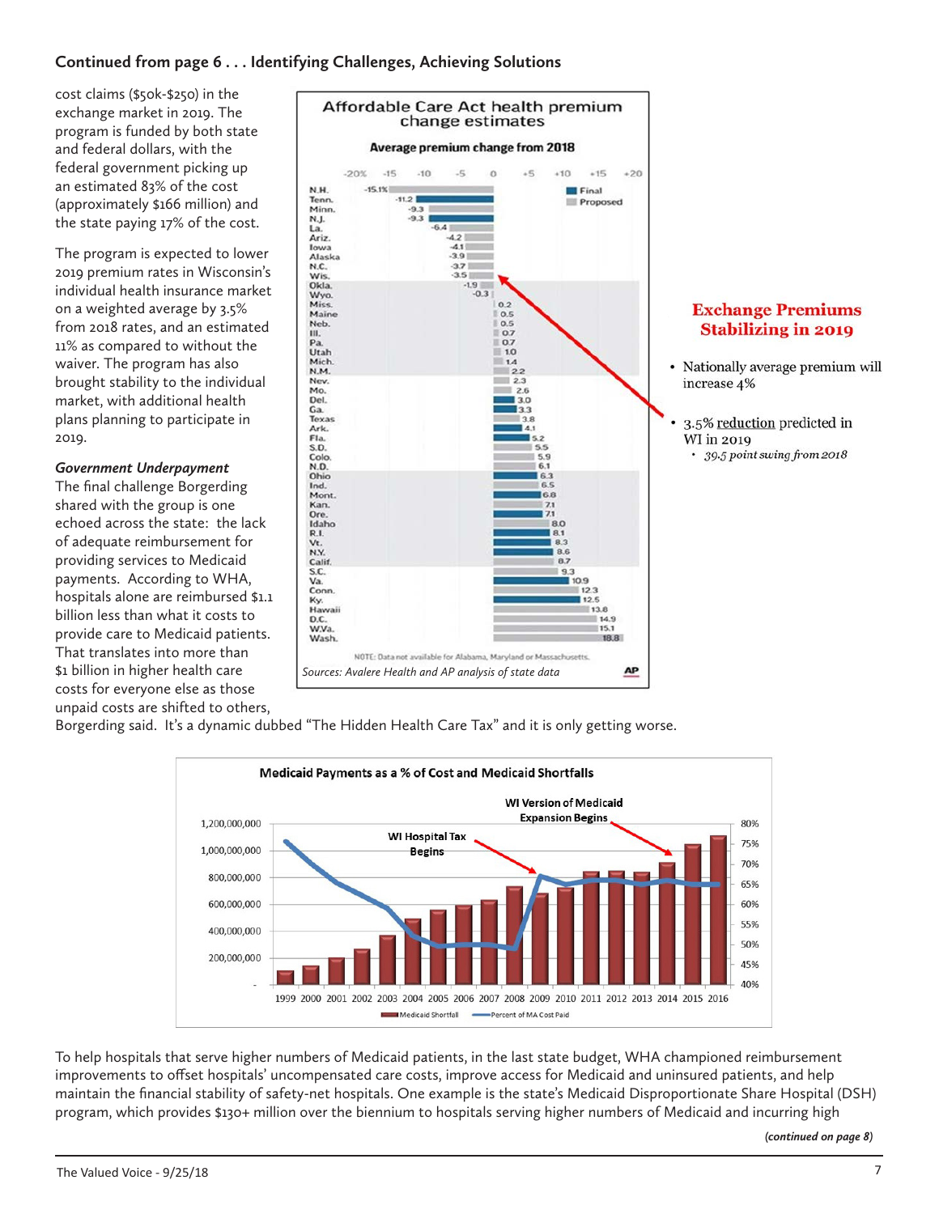## Continued from page 6 . . . Identifying Challenges, Achieving Solutions

cost claims ($50k-$250) in the exchange market in 2019. The program is funded by both state and federal dollars, with the federal government picking up an estimated 83% of the cost (approximately $166 million) and the state paying 17% of the cost.

The program is expected to lower 2019 premium rates in Wisconsin's individual health insurance market on a weighted average by 3.5% from 2018 rates, and an estimated 11% as compared to without the waiver. The program has also brought stability to the individual market, with additional health plans planning to participate in 2019.

**Affordable Care Act health premium change estimates**

**Average premium change from 2018**

| State | Change (%) |
|---|---|
| N.H. | -15.1 |
| Tenn. | -11.2 |
| Minn. | -9.3 |
| N.J. | -9.3 |
| La. | -6.4 |
| Ariz. | -4.2 |
| Iowa | -4.1 |
| Alaska | -3.9 |
| N.C. | -3.7 |
| Wis. | -3.5 |
| Okla. | -1.9 |
| Wyo. | -0.3 |
| Miss. | 0.2 |
| Maine | 0.5 |
| Neb. | 0.5 |
| Ill. | 0.7 |
| Pa. | 0.7 |
| Utah | 1.0 |
| Mich. | 1.4 |
| N.M. | 2.2 |
| Nev. | 2.3 |
| Mo. | 2.6 |
| Del. | 3.0 |
| Ga. | 3.3 |
| Texas | 3.8 |
| Ark. | 4.1 |
| Fla. | 5.2 |
| S.D. | 5.5 |
| Colo. | 5.9 |
| N.D. | 6.1 |
| Ohio | 6.3 |
| Ind. | 6.5 |
| Mont. | 6.8 |
| Kan. | 7.1 |
| Ore. | 7.1 |
| Idaho | 8.0 |
| R.I. | 8.1 |
| Vt. | 8.3 |
| N.Y. | 8.6 |
| Calif. | 8.7 |
| S.C. | 9.3 |
| Va. | 10.9 |
| Conn. | 12.3 |
| Ky. | 12.5 |
| Hawaii | 13.8 |
| D.C. | 14.9 |
| W.Va. | 15.1 |
| Wash. | 18.8 |

Final / Proposed

NOTE: Data not available for Alabama, Maryland or Massachusetts.

*Sources: Avalere Health and AP analysis of state data*

**Exchange Premiums Stabilizing in 2019**

- Nationally average premium will increase 4%
- 3.5% reduction predicted in WI in 2019
  - *39.5 point swing from 2018*

***Government Underpayment***

The final challenge Borgerding shared with the group is one echoed across the state: the lack of adequate reimbursement for providing services to Medicaid payments. According to WHA, hospitals alone are reimbursed $1.1 billion less than what it costs to provide care to Medicaid patients. That translates into more than $1 billion in higher health care costs for everyone else as those unpaid costs are shifted to others, Borgerding said. It's a dynamic dubbed "The Hidden Health Care Tax" and it is only getting worse.

**Medicaid Payments as a % of Cost and Medicaid Shortfalls**

WI Hospital Tax Begins (2009)

WI Version of Medicaid Expansion Begins (2014)

Medicaid Shortfall — Percent of MA Cost Paid

To help hospitals that serve higher numbers of Medicaid patients, in the last state budget, WHA championed reimbursement improvements to offset hospitals' uncompensated care costs, improve access for Medicaid and uninsured patients, and help maintain the financial stability of safety-net hospitals. One example is the state's Medicaid Disproportionate Share Hospital (DSH) program, which provides $130+ million over the biennium to hospitals serving higher numbers of Medicaid and incurring high

***(continued on page 8)***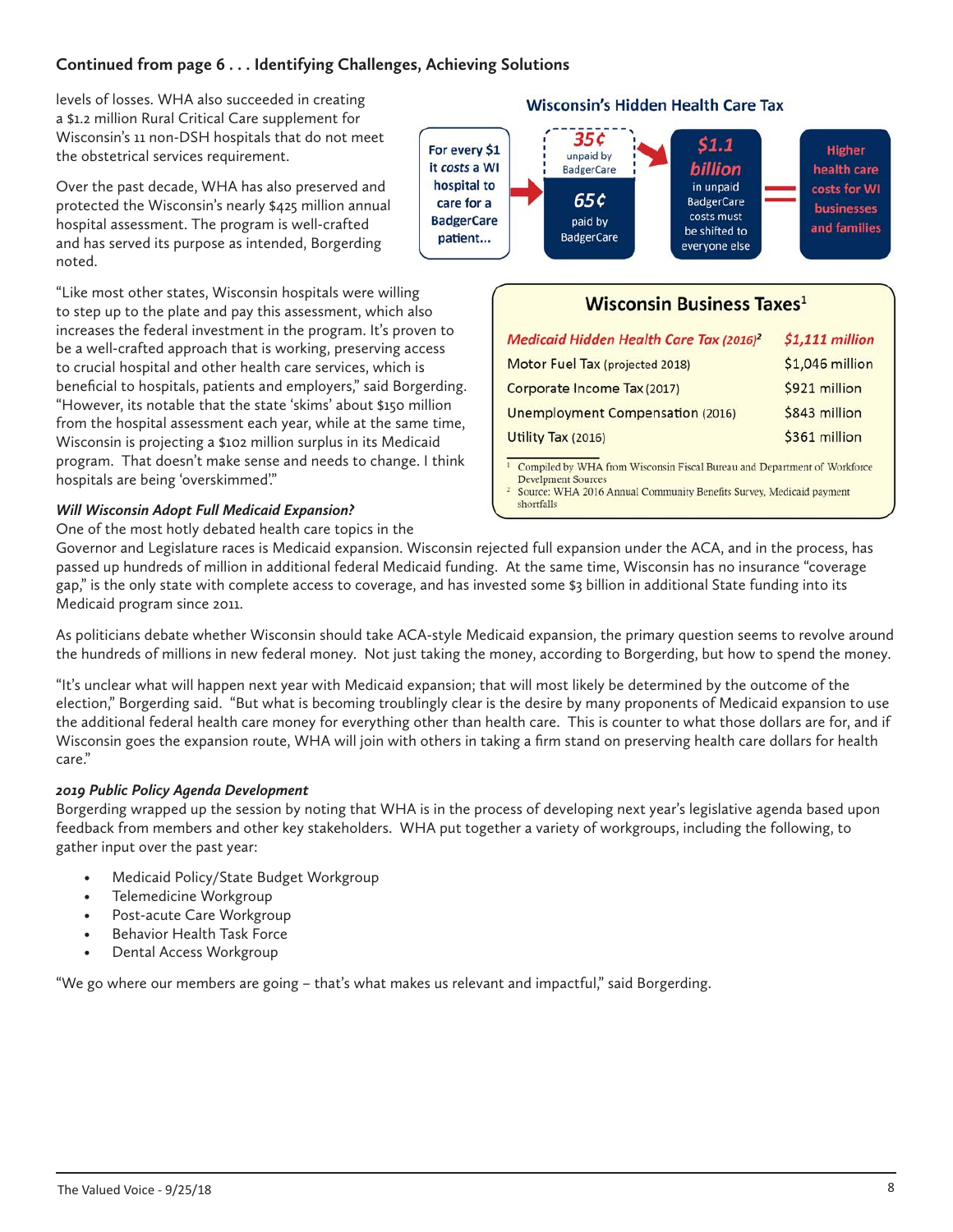**Continued from page 6 . . . Identifying Challenges, Achieving Solutions**

levels of losses. WHA also succeeded in creating a $1.2 million Rural Critical Care supplement for Wisconsin's 11 non-DSH hospitals that do not meet the obstetrical services requirement.

Over the past decade, WHA has also preserved and protected the Wisconsin's nearly $425 million annual hospital assessment. The program is well-crafted and has served its purpose as intended, Borgerding noted.

"Like most other states, Wisconsin hospitals were willing to step up to the plate and pay this assessment, which also increases the federal investment in the program. It's proven to be a well-crafted approach that is working, preserving access to crucial hospital and other health care services, which is beneficial to hospitals, patients and employers," said Borgerding. "However, its notable that the state 'skims' about $150 million from the hospital assessment each year, while at the same time, Wisconsin is projecting a $102 million surplus in its Medicaid program. That doesn't make sense and needs to change. I think hospitals are being 'overskimmed'."

**Wisconsin's Hidden Health Care Tax**

For every $1 it *costs* a WI hospital to care for a BadgerCare patient...

35¢ unpaid by BadgerCare

65¢ paid by BadgerCare

$1.1 billion in unpaid BadgerCare costs must be shifted to everyone else

= Higher health care costs for WI businesses and families

**Wisconsin Business Taxes**[1]

| | |
|---|---|
| *Medicaid Hidden Health Care Tax (2016)*[2] | *$1,111 million* |
| Motor Fuel Tax (projected 2018) | $1,046 million |
| Corporate Income Tax (2017) | $921 million |
| Unemployment Compensation (2016) | $843 million |
| Utility Tax (2016) | $361 million |

[1] Compiled by WHA from Wisconsin Fiscal Bureau and Department of Workforce Develpment Sources
[2] Source: WHA 2016 Annual Community Benefits Survey, Medicaid payment shortfalls

***Will Wisconsin Adopt Full Medicaid Expansion?***

One of the most hotly debated health care topics in the Governor and Legislature races is Medicaid expansion. Wisconsin rejected full expansion under the ACA, and in the process, has passed up hundreds of million in additional federal Medicaid funding. At the same time, Wisconsin has no insurance "coverage gap," is the only state with complete access to coverage, and has invested some $3 billion in additional State funding into its Medicaid program since 2011.

As politicians debate whether Wisconsin should take ACA-style Medicaid expansion, the primary question seems to revolve around the hundreds of millions in new federal money. Not just taking the money, according to Borgerding, but how to spend the money.

"It's unclear what will happen next year with Medicaid expansion; that will most likely be determined by the outcome of the election," Borgerding said. "But what is becoming troublingly clear is the desire by many proponents of Medicaid expansion to use the additional federal health care money for everything other than health care. This is counter to what those dollars are for, and if Wisconsin goes the expansion route, WHA will join with others in taking a firm stand on preserving health care dollars for health care."

***2019 Public Policy Agenda Development***

Borgerding wrapped up the session by noting that WHA is in the process of developing next year's legislative agenda based upon feedback from members and other key stakeholders. WHA put together a variety of workgroups, including the following, to gather input over the past year:

- Medicaid Policy/State Budget Workgroup
- Telemedicine Workgroup
- Post-acute Care Workgroup
- Behavior Health Task Force
- Dental Access Workgroup

"We go where our members are going – that's what makes us relevant and impactful," said Borgerding.